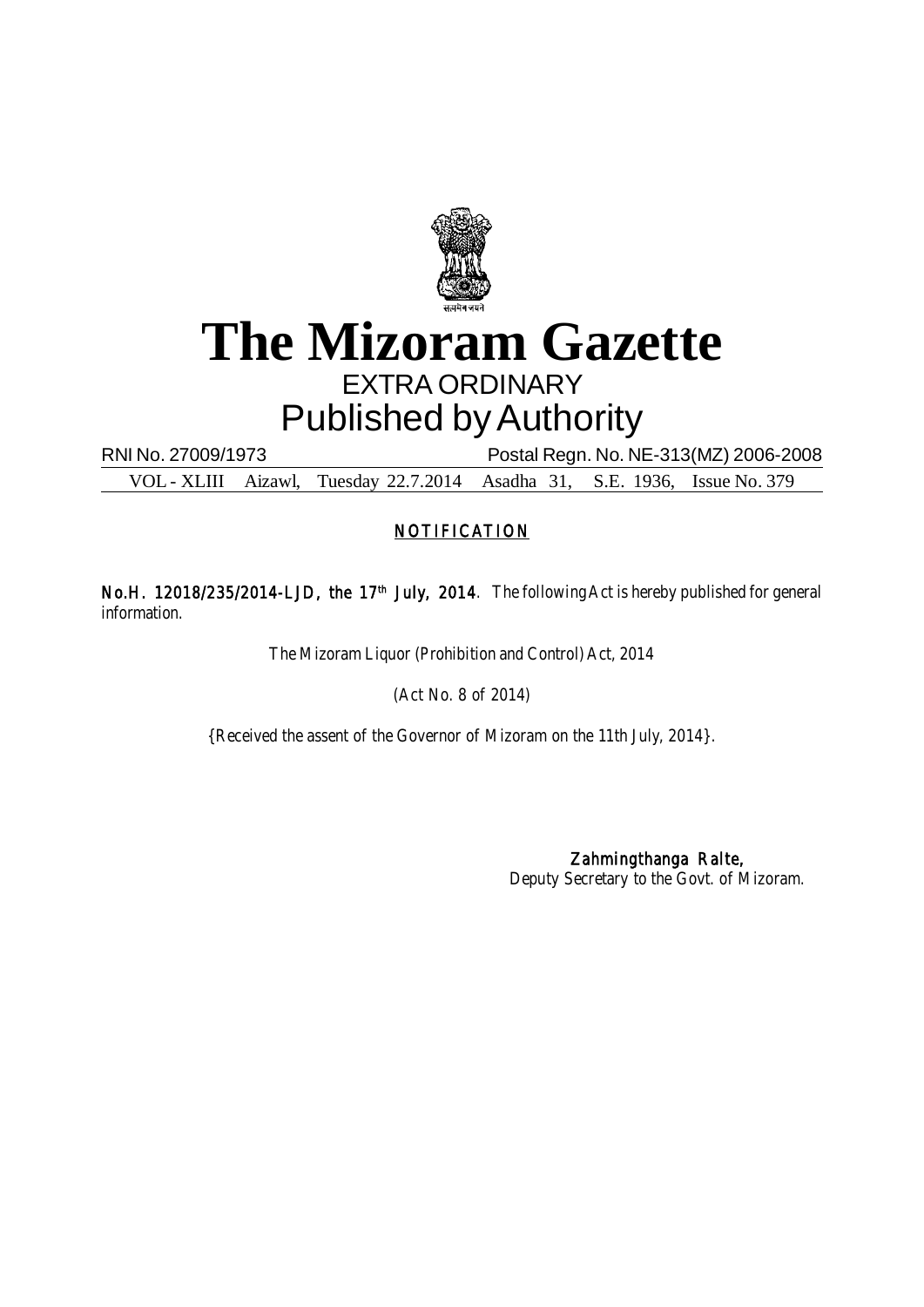# The Mizoram Gazette

EXTRA ORDINARY

Published by Authority

RNI No. 27009/1973 Postal Regn. No. NE-313(MZ) 2006-2008

VOL - XLIII Aizawl, Tuesday 22.7.2014 Asadha 31, S.E. 1936, Issue No. 379

## NOTIFICATION

**No.H. 12018/235/2014-LJD, the 17th July, 2014**. The following Act is hereby published for general information.

The Mizoram Liquor (Prohibition and Control) Act, 2014

(Act No. 8 of 2014)

{Received the assent of the Governor of Mizoram on the 11th July, 2014}.

**Zahmingthanga Ralte,**
Deputy Secretary to the Govt. of Mizoram.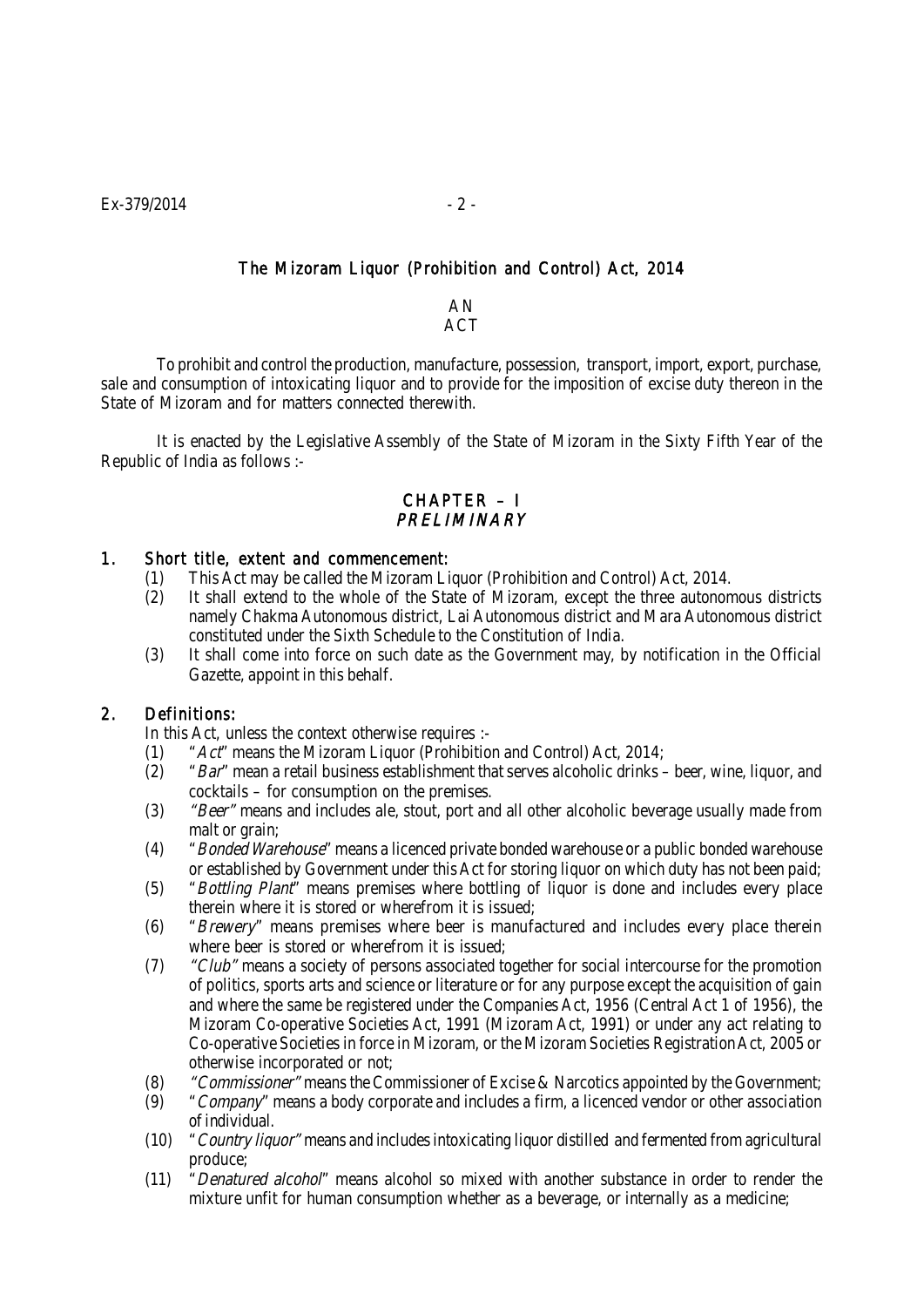# The Mizoram Liquor (Prohibition and Control) Act, 2014

AN
ACT

To prohibit and control the production, manufacture, possession, transport, import, export, purchase, sale and consumption of intoxicating liquor and to provide for the imposition of excise duty thereon in the State of Mizoram and for matters connected therewith.

It is enacted by the Legislative Assembly of the State of Mizoram in the Sixty Fifth Year of the Republic of India as follows :-

## CHAPTER – I
## *PRELIMINARY*

### 1. Short title, extent and commencement:

(1) This Act may be called the Mizoram Liquor (Prohibition and Control) Act, 2014.

(2) It shall extend to the whole of the State of Mizoram, except the three autonomous districts namely Chakma Autonomous district, Lai Autonomous district and Mara Autonomous district constituted under the Sixth Schedule to the Constitution of India.

(3) It shall come into force on such date as the Government may, by notification in the Official Gazette, appoint in this behalf.

### 2. Definitions:

In this Act, unless the context otherwise requires :-

(1) "*Act*" means the Mizoram Liquor (Prohibition and Control) Act, 2014;

(2) "*Bar*" mean a retail business establishment that serves alcoholic drinks – beer, wine, liquor, and cocktails – for consumption on the premises.

(3) *"Beer"* means and includes ale, stout, port and all other alcoholic beverage usually made from malt or grain;

(4) "*Bonded Warehouse*" means a licenced private bonded warehouse or a public bonded warehouse or established by Government under this Act for storing liquor on which duty has not been paid;

(5) "*Bottling Plant*" means premises where bottling of liquor is done and includes every place therein where it is stored or wherefrom it is issued;

(6) "*Brewery*" means premises where beer is manufactured and includes every place therein where beer is stored or wherefrom it is issued;

(7) *"Club"* means a society of persons associated together for social intercourse for the promotion of politics, sports arts and science or literature or for any purpose except the acquisition of gain and where the same be registered under the Companies Act, 1956 (Central Act 1 of 1956), the Mizoram Co-operative Societies Act, 1991 (Mizoram Act, 1991) or under any act relating to Co-operative Societies in force in Mizoram, or the Mizoram Societies Registration Act, 2005 or otherwise incorporated or not;

(8) *"Commissioner"* means the Commissioner of Excise & Narcotics appointed by the Government;

(9) "*Company*" means a body corporate and includes a firm, a licenced vendor or other association of individual.

(10) "*Country liquor"* means and includes intoxicating liquor distilled and fermented from agricultural produce;

(11) "*Denatured alcohol*" means alcohol so mixed with another substance in order to render the mixture unfit for human consumption whether as a beverage, or internally as a medicine;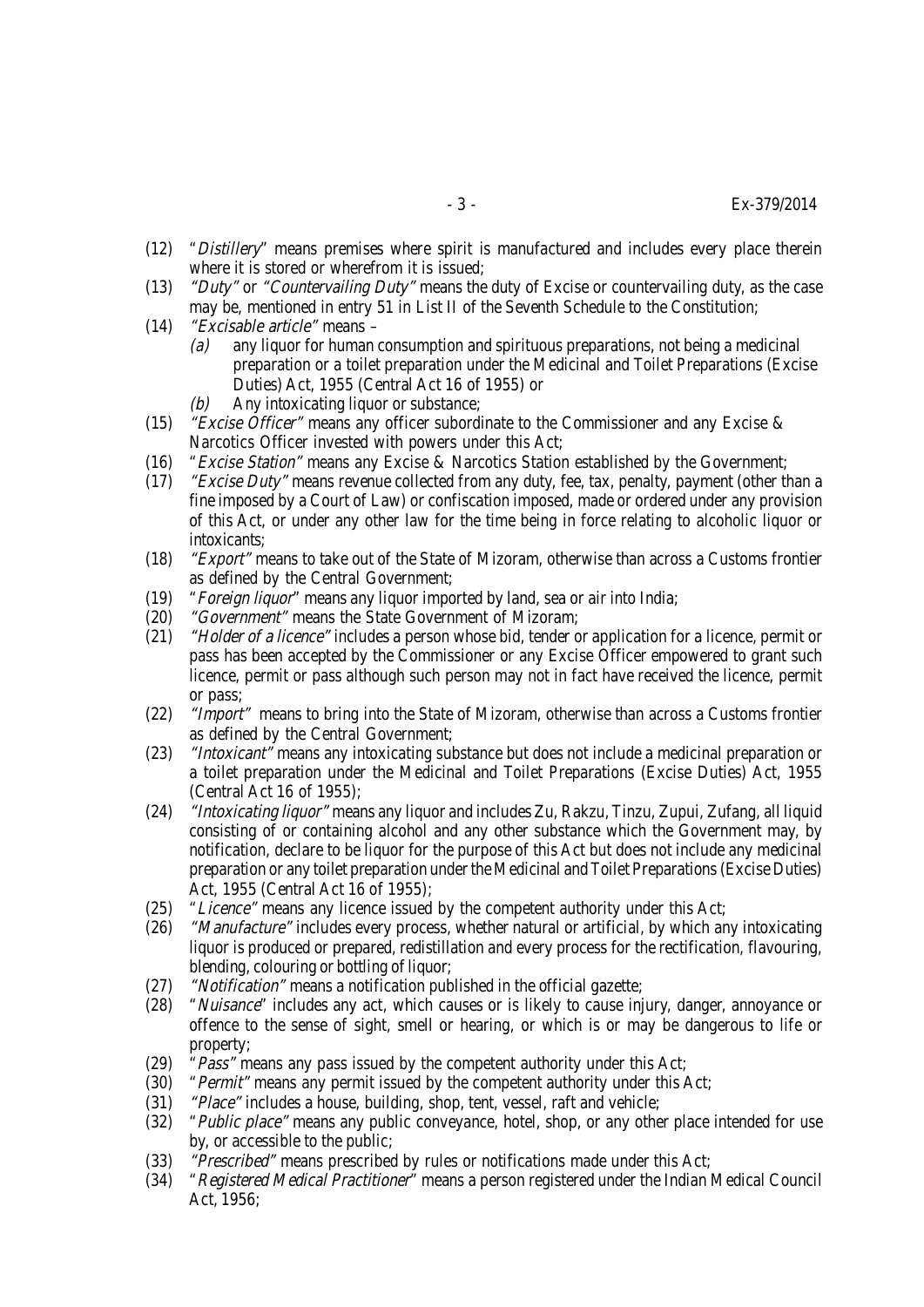(12) "*Distillery*" means premises where spirit is manufactured and includes every place therein where it is stored or wherefrom it is issued;

(13) *"Duty"* or *"Countervailing Duty"* means the duty of Excise or countervailing duty, as the case may be, mentioned in entry 51 in List II of the Seventh Schedule to the Constitution;

(14) *"Excisable article"* means –

   *(a)* any liquor for human consumption and spirituous preparations, not being a medicinal preparation or a toilet preparation under the Medicinal and Toilet Preparations (Excise Duties) Act, 1955 (Central Act 16 of 1955) or

   *(b)* Any intoxicating liquor or substance;

(15) *"Excise Officer"* means any officer subordinate to the Commissioner and any Excise & Narcotics Officer invested with powers under this Act;

(16) "*Excise Station*" means any Excise & Narcotics Station established by the Government;

(17) *"Excise Duty"* means revenue collected from any duty, fee, tax, penalty, payment (other than a fine imposed by a Court of Law) or confiscation imposed, made or ordered under any provision of this Act, or under any other law for the time being in force relating to alcoholic liquor or intoxicants;

(18) *"Export"* means to take out of the State of Mizoram, otherwise than across a Customs frontier as defined by the Central Government;

(19) "*Foreign liquor*" means any liquor imported by land, sea or air into India;

(20) *"Government"* means the State Government of Mizoram;

(21) *"Holder of a licence"* includes a person whose bid, tender or application for a licence, permit or pass has been accepted by the Commissioner or any Excise Officer empowered to grant such licence, permit or pass although such person may not in fact have received the licence, permit or pass;

(22) *"Import"* means to bring into the State of Mizoram, otherwise than across a Customs frontier as defined by the Central Government;

(23) *"Intoxicant"* means any intoxicating substance but does not include a medicinal preparation or a toilet preparation under the Medicinal and Toilet Preparations (Excise Duties) Act, 1955 (Central Act 16 of 1955);

(24) *"Intoxicating liquor"* means any liquor and includes Zu, Rakzu, Tinzu, Zupui, Zufang, all liquid consisting of or containing alcohol and any other substance which the Government may, by notification, declare to be liquor for the purpose of this Act but does not include any medicinal preparation or any toilet preparation under the Medicinal and Toilet Preparations (Excise Duties) Act, 1955 (Central Act 16 of 1955);

(25) "*Licence*" means any licence issued by the competent authority under this Act;

(26) *"Manufacture"* includes every process, whether natural or artificial, by which any intoxicating liquor is produced or prepared, redistillation and every process for the rectification, flavouring, blending, colouring or bottling of liquor;

(27) *"Notification"* means a notification published in the official gazette;

(28) "*Nuisance*" includes any act, which causes or is likely to cause injury, danger, annoyance or offence to the sense of sight, smell or hearing, or which is or may be dangerous to life or property;

(29) "*Pass"* means any pass issued by the competent authority under this Act;

(30) "*Permit"* means any permit issued by the competent authority under this Act;

(31) *"Place"* includes a house, building, shop, tent, vessel, raft and vehicle;

(32) "*Public place"* means any public conveyance, hotel, shop, or any other place intended for use by, or accessible to the public;

(33) *"Prescribed"* means prescribed by rules or notifications made under this Act;

(34) "*Registered Medical Practitioner*" means a person registered under the Indian Medical Council Act, 1956;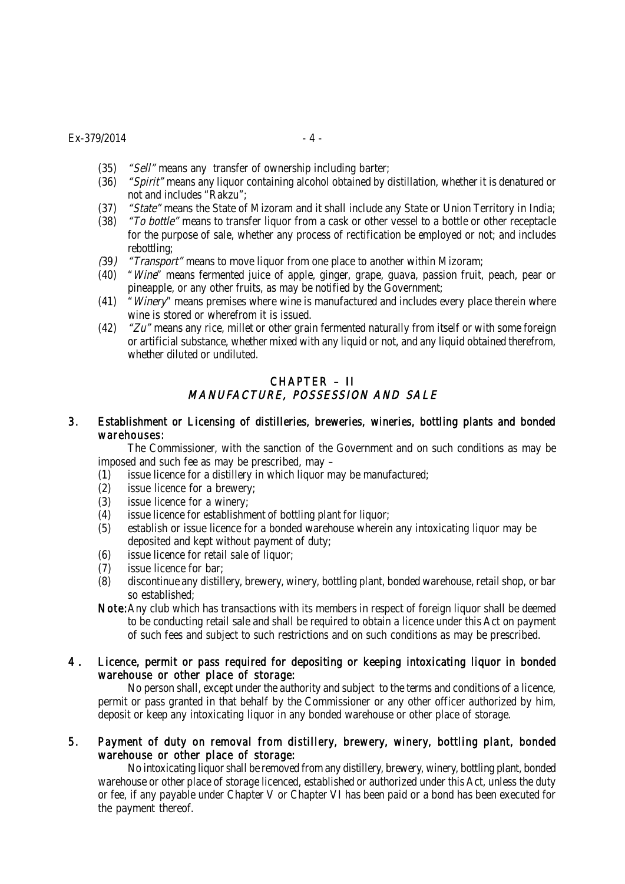(35) *"Sell"* means any transfer of ownership including barter;

(36) *"Spirit"* means any liquor containing alcohol obtained by distillation, whether it is denatured or not and includes "Rakzu";

(37) *"State"* means the State of Mizoram and it shall include any State or Union Territory in India;

(38) *"To bottle"* means to transfer liquor from a cask or other vessel to a bottle or other receptacle for the purpose of sale, whether any process of rectification be employed or not; and includes rebottling;

(39) *"Transport"* means to move liquor from one place to another within Mizoram;

(40) "*Wine*" means fermented juice of apple, ginger, grape, guava, passion fruit, peach, pear or pineapple, or any other fruits, as may be notified by the Government;

(41) "*Winery*" means premises where wine is manufactured and includes every place therein where wine is stored or wherefrom it is issued.

(42) *"Zu"* means any rice, millet or other grain fermented naturally from itself or with some foreign or artificial substance, whether mixed with any liquid or not, and any liquid obtained therefrom, whether diluted or undiluted.

## CHAPTER – II
## *MANUFACTURE, POSSESSION AND SALE*

### 3. Establishment or Licensing of distilleries, breweries, wineries, bottling plants and bonded warehouses:

The Commissioner, with the sanction of the Government and on such conditions as may be imposed and such fee as may be prescribed, may –

(1) issue licence for a distillery in which liquor may be manufactured;

(2) issue licence for a brewery;

(3) issue licence for a winery;

(4) issue licence for establishment of bottling plant for liquor;

(5) establish or issue licence for a bonded warehouse wherein any intoxicating liquor may be deposited and kept without payment of duty;

(6) issue licence for retail sale of liquor;

(7) issue licence for bar;

(8) discontinue any distillery, brewery, winery, bottling plant, bonded warehouse, retail shop, or bar so established;

**Note:** Any club which has transactions with its members in respect of foreign liquor shall be deemed to be conducting retail sale and shall be required to obtain a licence under this Act on payment of such fees and subject to such restrictions and on such conditions as may be prescribed.

### 4. Licence, permit or pass required for depositing or keeping intoxicating liquor in bonded warehouse or other place of storage:

No person shall, except under the authority and subject to the terms and conditions of a licence, permit or pass granted in that behalf by the Commissioner or any other officer authorized by him, deposit or keep any intoxicating liquor in any bonded warehouse or other place of storage.

### 5. Payment of duty on removal from distillery, brewery, winery, bottling plant, bonded warehouse or other place of storage:

No intoxicating liquor shall be removed from any distillery, brewery, winery, bottling plant, bonded warehouse or other place of storage licenced, established or authorized under this Act, unless the duty or fee, if any payable under Chapter V or Chapter VI has been paid or a bond has been executed for the payment thereof.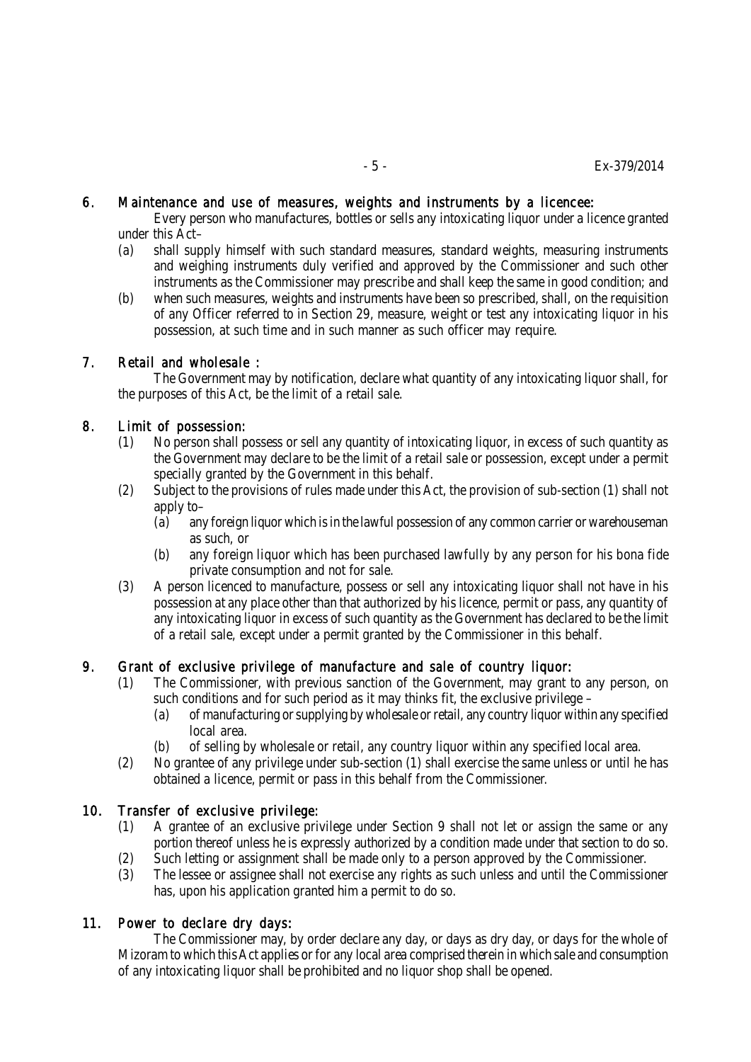## 6. Maintenance and use of measures, weights and instruments by a licencee:

Every person who manufactures, bottles or sells any intoxicating liquor under a licence granted under this Act–

(a) shall supply himself with such standard measures, standard weights, measuring instruments and weighing instruments duly verified and approved by the Commissioner and such other instruments as the Commissioner may prescribe and shall keep the same in good condition; and

(b) when such measures, weights and instruments have been so prescribed, shall, on the requisition of any Officer referred to in Section 29, measure, weight or test any intoxicating liquor in his possession, at such time and in such manner as such officer may require.

## 7. Retail and wholesale :

The Government may by notification, declare what quantity of any intoxicating liquor shall, for the purposes of this Act, be the limit of a retail sale.

## 8. Limit of possession:

(1) No person shall possess or sell any quantity of intoxicating liquor, in excess of such quantity as the Government may declare to be the limit of a retail sale or possession, except under a permit specially granted by the Government in this behalf.

(2) Subject to the provisions of rules made under this Act, the provision of sub-section (1) shall not apply to–

   (a) any foreign liquor which is in the lawful possession of any common carrier or warehouseman as such, or

   (b) any foreign liquor which has been purchased lawfully by any person for his bona fide private consumption and not for sale.

(3) A person licenced to manufacture, possess or sell any intoxicating liquor shall not have in his possession at any place other than that authorized by his licence, permit or pass, any quantity of any intoxicating liquor in excess of such quantity as the Government has declared to be the limit of a retail sale, except under a permit granted by the Commissioner in this behalf.

## 9. Grant of exclusive privilege of manufacture and sale of country liquor:

(1) The Commissioner, with previous sanction of the Government, may grant to any person, on such conditions and for such period as it may thinks fit, the exclusive privilege –

   (a) of manufacturing or supplying by wholesale or retail, any country liquor within any specified local area.

   (b) of selling by wholesale or retail, any country liquor within any specified local area.

(2) No grantee of any privilege under sub-section (1) shall exercise the same unless or until he has obtained a licence, permit or pass in this behalf from the Commissioner.

## 10. Transfer of exclusive privilege:

(1) A grantee of an exclusive privilege under Section 9 shall not let or assign the same or any portion thereof unless he is expressly authorized by a condition made under that section to do so.

(2) Such letting or assignment shall be made only to a person approved by the Commissioner.

(3) The lessee or assignee shall not exercise any rights as such unless and until the Commissioner has, upon his application granted him a permit to do so.

## 11. Power to declare dry days:

The Commissioner may, by order declare any day, or days as dry day, or days for the whole of Mizoram to which this Act applies or for any local area comprised therein in which sale and consumption of any intoxicating liquor shall be prohibited and no liquor shop shall be opened.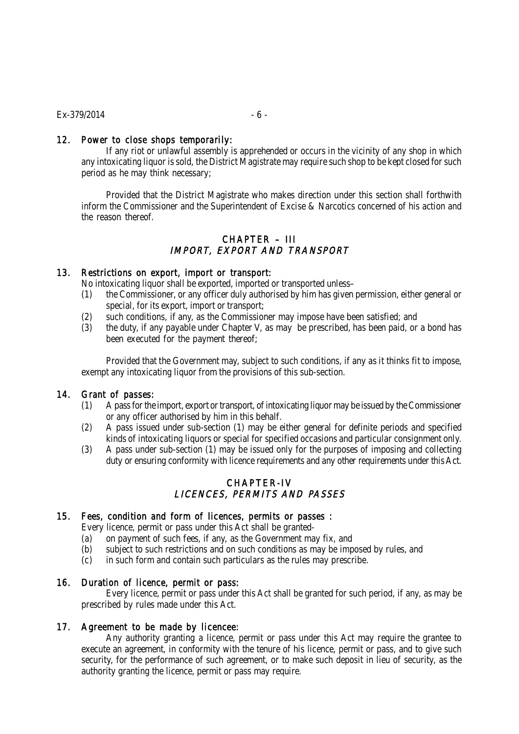### 12. Power to close shops temporarily:

If any riot or unlawful assembly is apprehended or occurs in the vicinity of any shop in which any intoxicating liquor is sold, the District Magistrate may require such shop to be kept closed for such period as he may think necessary;

Provided that the District Magistrate who makes direction under this section shall forthwith inform the Commissioner and the Superintendent of Excise & Narcotics concerned of his action and the reason thereof.

## CHAPTER – III
## *IMPORT, EXPORT AND TRANSPORT*

### 13. Restrictions on export, import or transport:

No intoxicating liquor shall be exported, imported or transported unless–

(1) the Commissioner, or any officer duly authorised by him has given permission, either general or special, for its export, import or transport;

(2) such conditions, if any, as the Commissioner may impose have been satisfied; and

(3) the duty, if any payable under Chapter V, as may be prescribed, has been paid, or a bond has been executed for the payment thereof;

Provided that the Government may, subject to such conditions, if any as it thinks fit to impose, exempt any intoxicating liquor from the provisions of this sub-section.

### 14. Grant of passes:

(1) A pass for the import, export or transport, of intoxicating liquor may be issued by the Commissioner or any officer authorised by him in this behalf.

(2) A pass issued under sub-section (1) may be either general for definite periods and specified kinds of intoxicating liquors or special for specified occasions and particular consignment only.

(3) A pass under sub-section (1) may be issued only for the purposes of imposing and collecting duty or ensuring conformity with licence requirements and any other requirements under this Act.

## CHAPTER-IV
## *LICENCES, PERMITS AND PASSES*

### 15. Fees, condition and form of licences, permits or passes :

Every licence, permit or pass under this Act shall be granted-

(a) on payment of such fees, if any, as the Government may fix, and

(b) subject to such restrictions and on such conditions as may be imposed by rules, and

(c) in such form and contain such particulars as the rules may prescribe.

### 16. Duration of licence, permit or pass:

Every licence, permit or pass under this Act shall be granted for such period, if any, as may be prescribed by rules made under this Act.

### 17. Agreement to be made by licencee:

Any authority granting a licence, permit or pass under this Act may require the grantee to execute an agreement, in conformity with the tenure of his licence, permit or pass, and to give such security, for the performance of such agreement, or to make such deposit in lieu of security, as the authority granting the licence, permit or pass may require.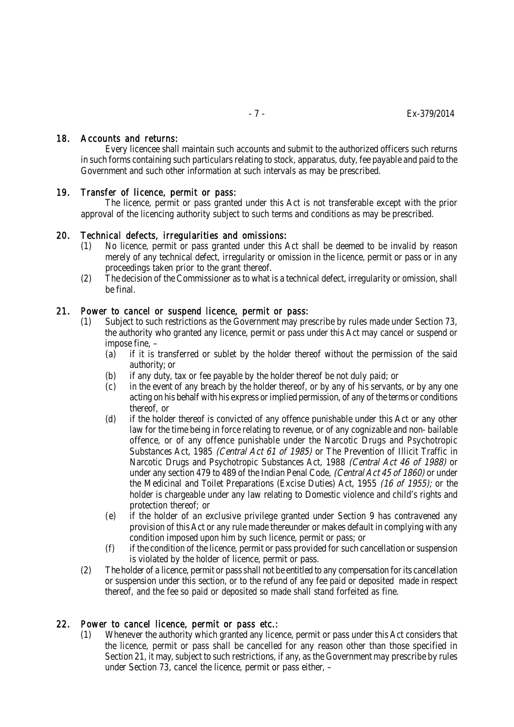## 18. Accounts and returns:

Every licencee shall maintain such accounts and submit to the authorized officers such returns in such forms containing such particulars relating to stock, apparatus, duty, fee payable and paid to the Government and such other information at such intervals as may be prescribed.

## 19. Transfer of licence, permit or pass:

The licence, permit or pass granted under this Act is not transferable except with the prior approval of the licencing authority subject to such terms and conditions as may be prescribed.

## 20. Technical defects, irregularities and omissions:

(1) No licence, permit or pass granted under this Act shall be deemed to be invalid by reason merely of any technical defect, irregularity or omission in the licence, permit or pass or in any proceedings taken prior to the grant thereof.

(2) The decision of the Commissioner as to what is a technical defect, irregularity or omission, shall be final.

## 21. Power to cancel or suspend licence, permit or pass:

(1) Subject to such restrictions as the Government may prescribe by rules made under Section 73, the authority who granted any licence, permit or pass under this Act may cancel or suspend or impose fine, –

(a) if it is transferred or sublet by the holder thereof without the permission of the said authority; or

(b) if any duty, tax or fee payable by the holder thereof be not duly paid; or

(c) in the event of any breach by the holder thereof, or by any of his servants, or by any one acting on his behalf with his express or implied permission, of any of the terms or conditions thereof, or

(d) if the holder thereof is convicted of any offence punishable under this Act or any other law for the time being in force relating to revenue, or of any cognizable and non- bailable offence, or of any offence punishable under the Narcotic Drugs and Psychotropic Substances Act, 1985 *(Central Act 61 of 1985)* or The Prevention of Illicit Traffic in Narcotic Drugs and Psychotropic Substances Act, 1988 *(Central Act 46 of 1988)* or under any section 479 to 489 of the Indian Penal Code, *(Central Act 45 of 1860)* or under the Medicinal and Toilet Preparations (Excise Duties) Act, 1955 *(16 of 1955);* or the holder is chargeable under any law relating to Domestic violence and child's rights and protection thereof; or

(e) if the holder of an exclusive privilege granted under Section 9 has contravened any provision of this Act or any rule made thereunder or makes default in complying with any condition imposed upon him by such licence, permit or pass; or

(f) if the condition of the licence, permit or pass provided for such cancellation or suspension is violated by the holder of licence, permit or pass.

(2) The holder of a licence, permit or pass shall not be entitled to any compensation for its cancellation or suspension under this section, or to the refund of any fee paid or deposited made in respect thereof, and the fee so paid or deposited so made shall stand forfeited as fine.

## 22. Power to cancel licence, permit or pass etc.:

(1) Whenever the authority which granted any licence, permit or pass under this Act considers that the licence, permit or pass shall be cancelled for any reason other than those specified in Section 21, it may, subject to such restrictions, if any, as the Government may prescribe by rules under Section 73, cancel the licence, permit or pass either, –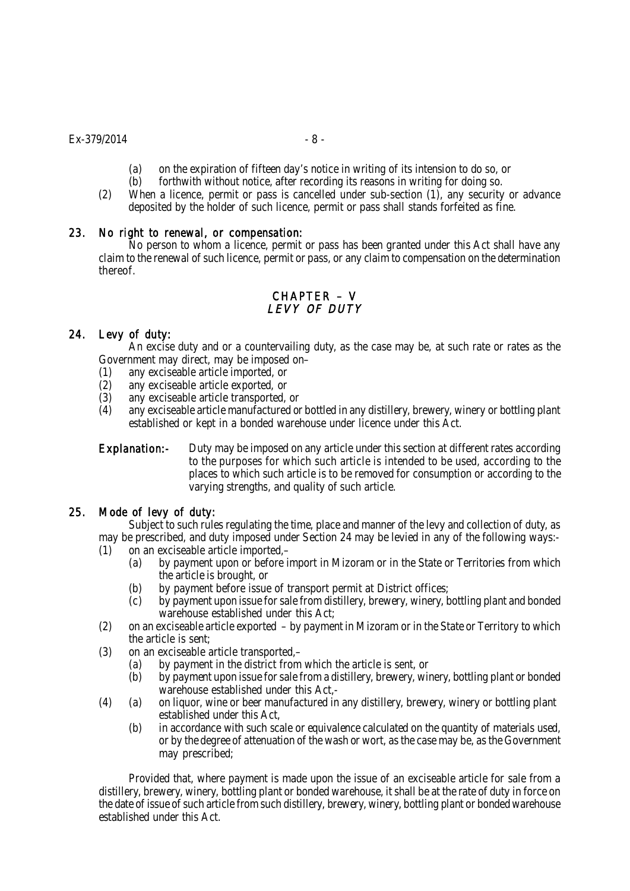(a) on the expiration of fifteen day's notice in writing of its intension to do so, or

(b) forthwith without notice, after recording its reasons in writing for doing so.

(2) When a licence, permit or pass is cancelled under sub-section (1), any security or advance deposited by the holder of such licence, permit or pass shall stands forfeited as fine.

### 23. No right to renewal, or compensation:

No person to whom a licence, permit or pass has been granted under this Act shall have any claim to the renewal of such licence, permit or pass, or any claim to compensation on the determination thereof.

## CHAPTER – V
## *LEVY OF DUTY*

### 24. Levy of duty:

An excise duty and or a countervailing duty, as the case may be, at such rate or rates as the Government may direct, may be imposed on–

(1) any exciseable article imported, or

(2) any exciseable article exported, or

(3) any exciseable article transported, or

(4) any exciseable article manufactured or bottled in any distillery, brewery, winery or bottling plant established or kept in a bonded warehouse under licence under this Act.

**Explanation:-** Duty may be imposed on any article under this section at different rates according to the purposes for which such article is intended to be used, according to the places to which such article is to be removed for consumption or according to the varying strengths, and quality of such article.

### 25. Mode of levy of duty:

Subject to such rules regulating the time, place and manner of the levy and collection of duty, as may be prescribed, and duty imposed under Section 24 may be levied in any of the following ways:-

(1) on an exciseable article imported,–

(a) by payment upon or before import in Mizoram or in the State or Territories from which the article is brought, or

(b) by payment before issue of transport permit at District offices;

(c) by payment upon issue for sale from distillery, brewery, winery, bottling plant and bonded warehouse established under this Act;

(2) on an exciseable article exported – by payment in Mizoram or in the State or Territory to which the article is sent;

(3) on an exciseable article transported,–

(a) by payment in the district from which the article is sent, or

(b) by payment upon issue for sale from a distillery, brewery, winery, bottling plant or bonded warehouse established under this Act,-

(4) (a) on liquor, wine or beer manufactured in any distillery, brewery, winery or bottling plant established under this Act,

(b) in accordance with such scale or equivalence calculated on the quantity of materials used, or by the degree of attenuation of the wash or wort, as the case may be, as the Government may prescribed;

Provided that, where payment is made upon the issue of an exciseable article for sale from a distillery, brewery, winery, bottling plant or bonded warehouse, it shall be at the rate of duty in force on the date of issue of such article from such distillery, brewery, winery, bottling plant or bonded warehouse established under this Act.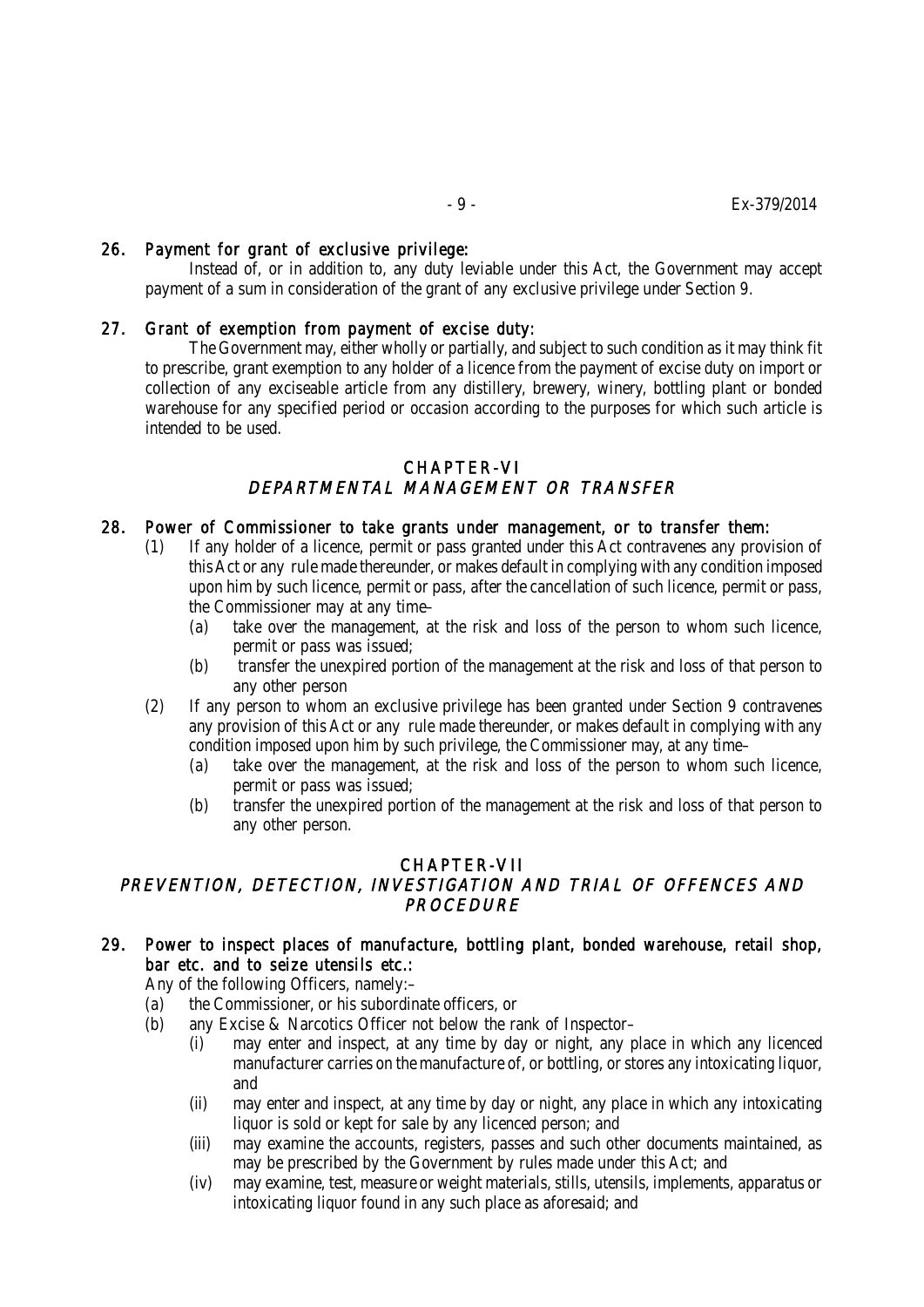### 26. *Payment for grant of exclusive privilege:*

Instead of, or in addition to, any duty leviable under this Act, the Government may accept payment of a sum in consideration of the grant of any exclusive privilege under Section 9.

### 27. *Grant of exemption from payment of excise duty:*

The Government may, either wholly or partially, and subject to such condition as it may think fit to prescribe, grant exemption to any holder of a licence from the payment of excise duty on import or collection of any exciseable article from any distillery, brewery, winery, bottling plant or bonded warehouse for any specified period or occasion according to the purposes for which such article is intended to be used.

## CHAPTER-VI
## *DEPARTMENTAL MANAGEMENT OR TRANSFER*

### 28. *Power of Commissioner to take grants under management, or to transfer them:*

(1) If any holder of a licence, permit or pass granted under this Act contravenes any provision of this Act or any rule made thereunder, or makes default in complying with any condition imposed upon him by such licence, permit or pass, after the cancellation of such licence, permit or pass, the Commissioner may at any time–

- (a) take over the management, at the risk and loss of the person to whom such licence, permit or pass was issued;
- (b) transfer the unexpired portion of the management at the risk and loss of that person to any other person

(2) If any person to whom an exclusive privilege has been granted under Section 9 contravenes any provision of this Act or any rule made thereunder, or makes default in complying with any condition imposed upon him by such privilege, the Commissioner may, at any time–

- (a) take over the management, at the risk and loss of the person to whom such licence, permit or pass was issued;
- (b) transfer the unexpired portion of the management at the risk and loss of that person to any other person.

## CHAPTER-VII
## *PREVENTION, DETECTION, INVESTIGATION AND TRIAL OF OFFENCES AND PROCEDURE*

### 29. *Power to inspect places of manufacture, bottling plant, bonded warehouse, retail shop, bar etc. and to seize utensils etc.:*

Any of the following Officers, namely:–

- (a) the Commissioner, or his subordinate officers, or
- (b) any Excise & Narcotics Officer not below the rank of Inspector–
  - (i) may enter and inspect, at any time by day or night, any place in which any licenced manufacturer carries on the manufacture of, or bottling, or stores any intoxicating liquor, and
  - (ii) may enter and inspect, at any time by day or night, any place in which any intoxicating liquor is sold or kept for sale by any licenced person; and
  - (iii) may examine the accounts, registers, passes and such other documents maintained, as may be prescribed by the Government by rules made under this Act; and
  - (iv) may examine, test, measure or weight materials, stills, utensils, implements, apparatus or intoxicating liquor found in any such place as aforesaid; and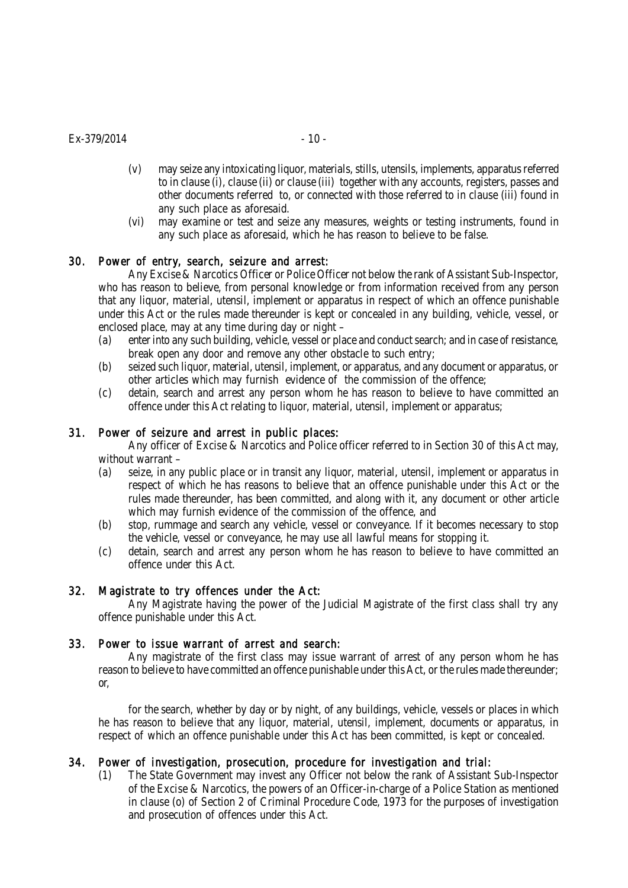(v) may seize any intoxicating liquor, materials, stills, utensils, implements, apparatus referred to in clause (i), clause (ii) or clause (iii) together with any accounts, registers, passes and other documents referred to, or connected with those referred to in clause (iii) found in any such place as aforesaid.

(vi) may examine or test and seize any measures, weights or testing instruments, found in any such place as aforesaid, which he has reason to believe to be false.

### 30. *Power of entry, search, seizure and arrest:*

Any Excise & Narcotics Officer or Police Officer not below the rank of Assistant Sub-Inspector, who has reason to believe, from personal knowledge or from information received from any person that any liquor, material, utensil, implement or apparatus in respect of which an offence punishable under this Act or the rules made thereunder is kept or concealed in any building, vehicle, vessel, or enclosed place, may at any time during day or night –

(a) enter into any such building, vehicle, vessel or place and conduct search; and in case of resistance, break open any door and remove any other obstacle to such entry;

(b) seized such liquor, material, utensil, implement, or apparatus, and any document or apparatus, or other articles which may furnish evidence of the commission of the offence;

(c) detain, search and arrest any person whom he has reason to believe to have committed an offence under this Act relating to liquor, material, utensil, implement or apparatus;

### 31. *Power of seizure and arrest in public places:*

Any officer of Excise & Narcotics and Police officer referred to in Section 30 of this Act may, without warrant –

(a) seize, in any public place or in transit any liquor, material, utensil, implement or apparatus in respect of which he has reasons to believe that an offence punishable under this Act or the rules made thereunder, has been committed, and along with it, any document or other article which may furnish evidence of the commission of the offence, and

(b) stop, rummage and search any vehicle, vessel or conveyance. If it becomes necessary to stop the vehicle, vessel or conveyance, he may use all lawful means for stopping it.

(c) detain, search and arrest any person whom he has reason to believe to have committed an offence under this Act.

### 32. *Magistrate to try offences under the Act:*

Any Magistrate having the power of the Judicial Magistrate of the first class shall try any offence punishable under this Act.

### 33. *Power to issue warrant of arrest and search:*

Any magistrate of the first class may issue warrant of arrest of any person whom he has reason to believe to have committed an offence punishable under this Act, or the rules made thereunder; or,

for the search, whether by day or by night, of any buildings, vehicle, vessels or places in which he has reason to believe that any liquor, material, utensil, implement, documents or apparatus, in respect of which an offence punishable under this Act has been committed, is kept or concealed.

### 34. *Power of investigation, prosecution, procedure for investigation and trial:*

(1) The State Government may invest any Officer not below the rank of Assistant Sub-Inspector of the Excise & Narcotics, the powers of an Officer-in-charge of a Police Station as mentioned in clause (o) of Section 2 of Criminal Procedure Code, 1973 for the purposes of investigation and prosecution of offences under this Act.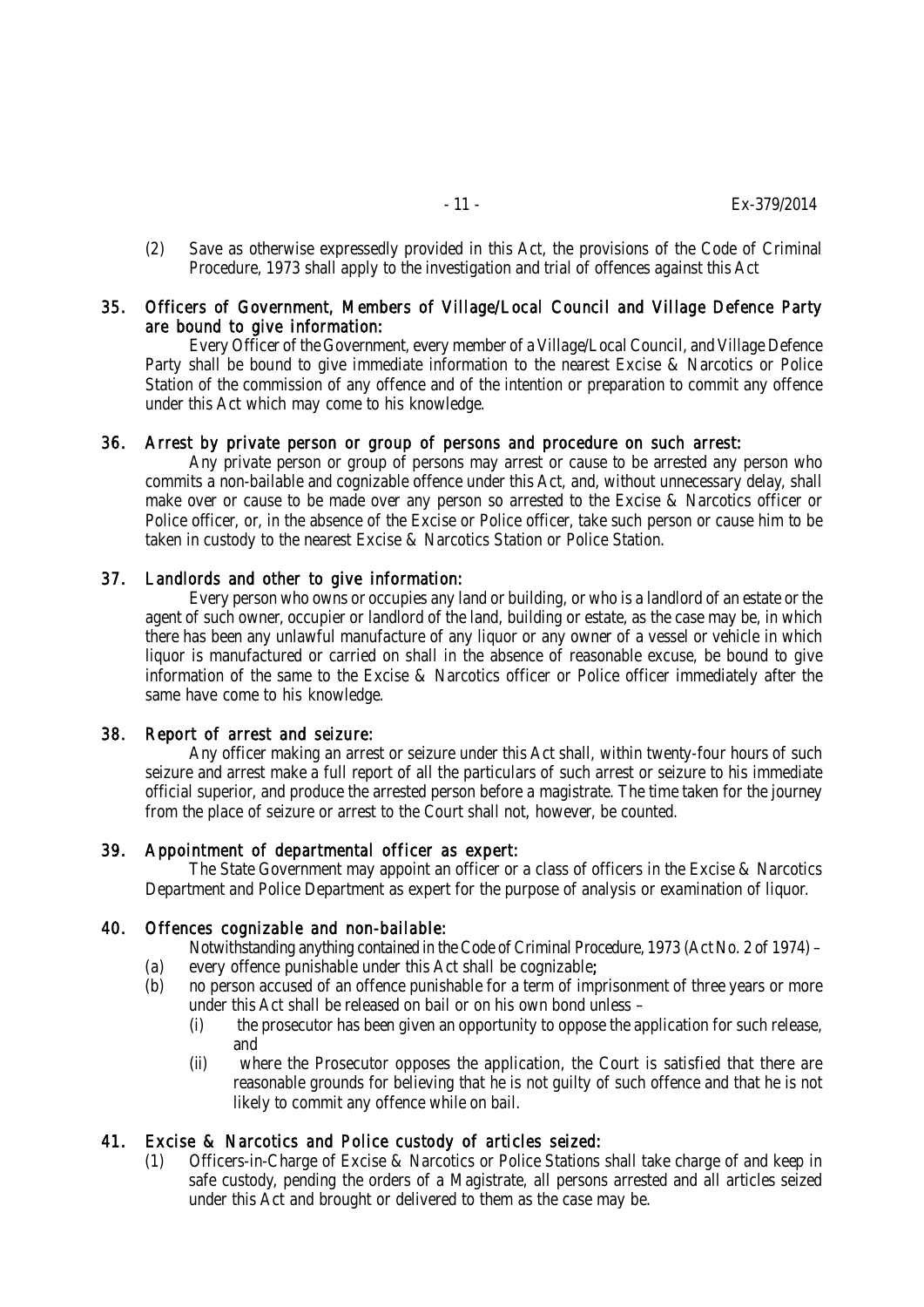(2) Save as otherwise expressedly provided in this Act, the provisions of the Code of Criminal Procedure, 1973 shall apply to the investigation and trial of offences against this Act

## 35. Officers of Government, Members of Village/Local Council and Village Defence Party are bound to give information:

Every Officer of the Government, every member of a Village/Local Council, and Village Defence Party shall be bound to give immediate information to the nearest Excise & Narcotics or Police Station of the commission of any offence and of the intention or preparation to commit any offence under this Act which may come to his knowledge.

## 36. Arrest by private person or group of persons and procedure on such arrest:

Any private person or group of persons may arrest or cause to be arrested any person who commits a non-bailable and cognizable offence under this Act, and, without unnecessary delay, shall make over or cause to be made over any person so arrested to the Excise & Narcotics officer or Police officer, or, in the absence of the Excise or Police officer, take such person or cause him to be taken in custody to the nearest Excise & Narcotics Station or Police Station.

## 37. Landlords and other to give information:

Every person who owns or occupies any land or building, or who is a landlord of an estate or the agent of such owner, occupier or landlord of the land, building or estate, as the case may be, in which there has been any unlawful manufacture of any liquor or any owner of a vessel or vehicle in which liquor is manufactured or carried on shall in the absence of reasonable excuse, be bound to give information of the same to the Excise & Narcotics officer or Police officer immediately after the same have come to his knowledge.

## 38. Report of arrest and seizure:

Any officer making an arrest or seizure under this Act shall, within twenty-four hours of such seizure and arrest make a full report of all the particulars of such arrest or seizure to his immediate official superior, and produce the arrested person before a magistrate. The time taken for the journey from the place of seizure or arrest to the Court shall not, however, be counted.

## 39. Appointment of departmental officer as expert:

The State Government may appoint an officer or a class of officers in the Excise & Narcotics Department and Police Department as expert for the purpose of analysis or examination of liquor.

## 40. Offences cognizable and non-bailable:

Notwithstanding anything contained in the Code of Criminal Procedure, 1973 (Act No. 2 of 1974) –

(a) every offence punishable under this Act shall be cognizable;

(b) no person accused of an offence punishable for a term of imprisonment of three years or more under this Act shall be released on bail or on his own bond unless –

  (i) the prosecutor has been given an opportunity to oppose the application for such release, and

  (ii) where the Prosecutor opposes the application, the Court is satisfied that there are reasonable grounds for believing that he is not guilty of such offence and that he is not likely to commit any offence while on bail.

## 41. Excise & Narcotics and Police custody of articles seized:

(1) Officers-in-Charge of Excise & Narcotics or Police Stations shall take charge of and keep in safe custody, pending the orders of a Magistrate, all persons arrested and all articles seized under this Act and brought or delivered to them as the case may be.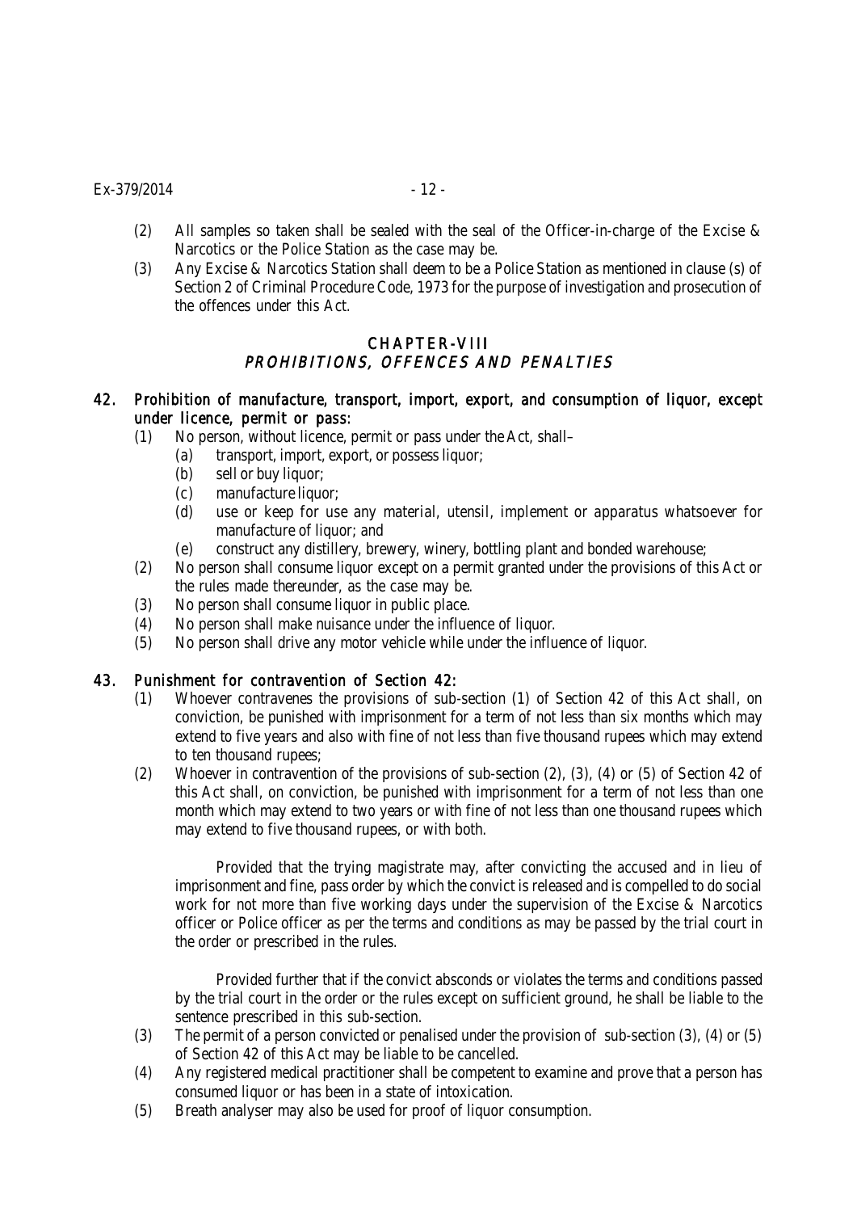(2) All samples so taken shall be sealed with the seal of the Officer-in-charge of the Excise & Narcotics or the Police Station as the case may be.

(3) Any Excise & Narcotics Station shall deem to be a Police Station as mentioned in clause (s) of Section 2 of Criminal Procedure Code, 1973 for the purpose of investigation and prosecution of the offences under this Act.

## CHAPTER-VIII
## *PROHIBITIONS, OFFENCES AND PENALTIES*

### 42. Prohibition of manufacture, transport, import, export, and consumption of liquor, except under licence, permit or pass:

(1) No person, without licence, permit or pass under the Act, shall–

- (a) transport, import, export, or possess liquor;
- (b) sell or buy liquor;
- (c) manufacture liquor;
- (d) use or keep for use any material, utensil, implement or apparatus whatsoever for manufacture of liquor; and
- (e) construct any distillery, brewery, winery, bottling plant and bonded warehouse;

(2) No person shall consume liquor except on a permit granted under the provisions of this Act or the rules made thereunder, as the case may be.

(3) No person shall consume liquor in public place.

(4) No person shall make nuisance under the influence of liquor.

(5) No person shall drive any motor vehicle while under the influence of liquor.

### 43. Punishment for contravention of Section 42:

(1) Whoever contravenes the provisions of sub-section (1) of Section 42 of this Act shall, on conviction, be punished with imprisonment for a term of not less than six months which may extend to five years and also with fine of not less than five thousand rupees which may extend to ten thousand rupees;

(2) Whoever in contravention of the provisions of sub-section (2), (3), (4) or (5) of Section 42 of this Act shall, on conviction, be punished with imprisonment for a term of not less than one month which may extend to two years or with fine of not less than one thousand rupees which may extend to five thousand rupees, or with both.

Provided that the trying magistrate may, after convicting the accused and in lieu of imprisonment and fine, pass order by which the convict is released and is compelled to do social work for not more than five working days under the supervision of the Excise & Narcotics officer or Police officer as per the terms and conditions as may be passed by the trial court in the order or prescribed in the rules.

Provided further that if the convict absconds or violates the terms and conditions passed by the trial court in the order or the rules except on sufficient ground, he shall be liable to the sentence prescribed in this sub-section.

(3) The permit of a person convicted or penalised under the provision of sub-section (3), (4) or (5) of Section 42 of this Act may be liable to be cancelled.

(4) Any registered medical practitioner shall be competent to examine and prove that a person has consumed liquor or has been in a state of intoxication.

(5) Breath analyser may also be used for proof of liquor consumption.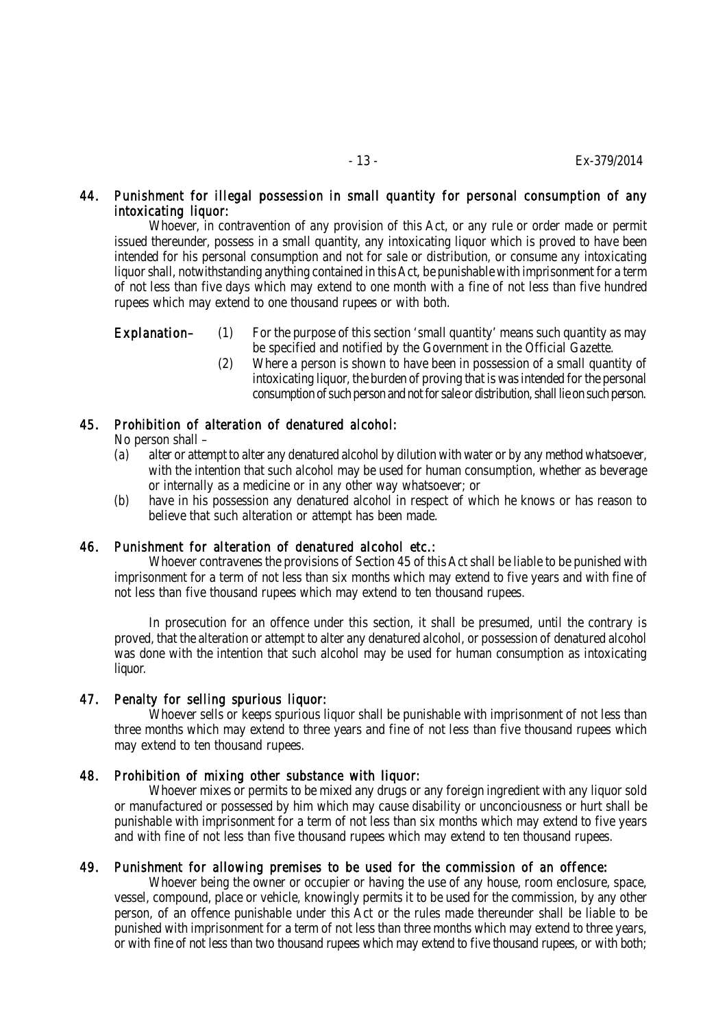### 44. *Punishment for illegal possession in small quantity for personal consumption of any intoxicating liquor:*

Whoever, in contravention of any provision of this Act, or any rule or order made or permit issued thereunder, possess in a small quantity, any intoxicating liquor which is proved to have been intended for his personal consumption and not for sale or distribution, or consume any intoxicating liquor shall, notwithstanding anything contained in this Act, be punishable with imprisonment for a term of not less than five days which may extend to one month with a fine of not less than five hundred rupees which may extend to one thousand rupees or with both.

**Explanation–** (1) For the purpose of this section 'small quantity' means such quantity as may be specified and notified by the Government in the Official Gazette.

(2) Where a person is shown to have been in possession of a small quantity of intoxicating liquor, the burden of proving that is was intended for the personal consumption of such person and not for sale or distribution, shall lie on such person.

### 45. *Prohibition of alteration of denatured alcohol:*

No person shall –

(a) alter or attempt to alter any denatured alcohol by dilution with water or by any method whatsoever, with the intention that such alcohol may be used for human consumption, whether as beverage or internally as a medicine or in any other way whatsoever; or

(b) have in his possession any denatured alcohol in respect of which he knows or has reason to believe that such alteration or attempt has been made.

### 46. *Punishment for alteration of denatured alcohol etc.:*

Whoever contravenes the provisions of Section 45 of this Act shall be liable to be punished with imprisonment for a term of not less than six months which may extend to five years and with fine of not less than five thousand rupees which may extend to ten thousand rupees.

In prosecution for an offence under this section, it shall be presumed, until the contrary is proved, that the alteration or attempt to alter any denatured alcohol, or possession of denatured alcohol was done with the intention that such alcohol may be used for human consumption as intoxicating liquor.

### 47. *Penalty for selling spurious liquor:*

Whoever sells or keeps spurious liquor shall be punishable with imprisonment of not less than three months which may extend to three years and fine of not less than five thousand rupees which may extend to ten thousand rupees.

### 48. *Prohibition of mixing other substance with liquor:*

Whoever mixes or permits to be mixed any drugs or any foreign ingredient with any liquor sold or manufactured or possessed by him which may cause disability or unconciousness or hurt shall be punishable with imprisonment for a term of not less than six months which may extend to five years and with fine of not less than five thousand rupees which may extend to ten thousand rupees.

### 49. *Punishment for allowing premises to be used for the commission of an offence:*

Whoever being the owner or occupier or having the use of any house, room enclosure, space, vessel, compound, place or vehicle, knowingly permits it to be used for the commission, by any other person, of an offence punishable under this Act or the rules made thereunder shall be liable to be punished with imprisonment for a term of not less than three months which may extend to three years, or with fine of not less than two thousand rupees which may extend to five thousand rupees, or with both;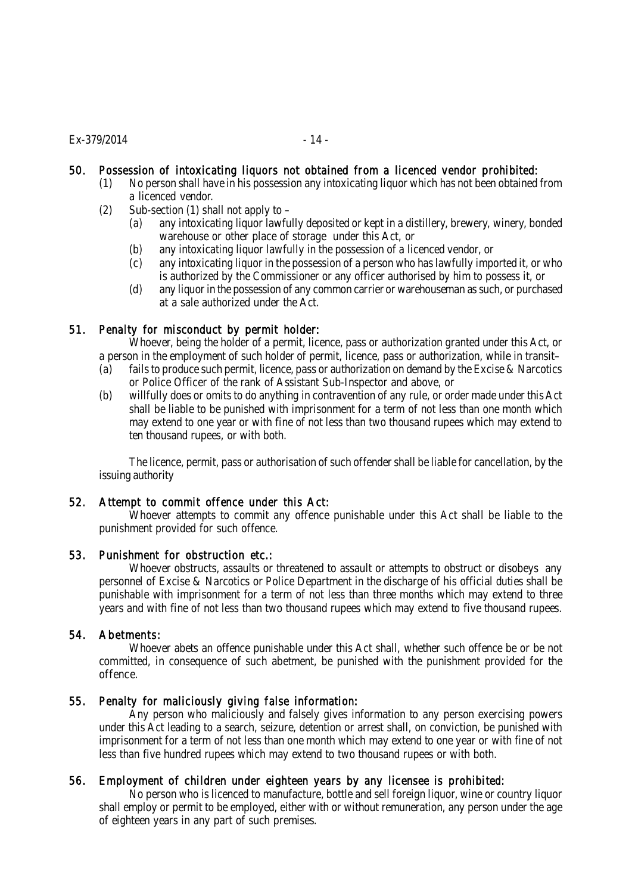### 50. Possession of intoxicating liquors not obtained from a licenced vendor prohibited:

(1) No person shall have in his possession any intoxicating liquor which has not been obtained from a licenced vendor.

(2) Sub-section (1) shall not apply to –

(a) any intoxicating liquor lawfully deposited or kept in a distillery, brewery, winery, bonded warehouse or other place of storage under this Act, or

(b) any intoxicating liquor lawfully in the possession of a licenced vendor, or

(c) any intoxicating liquor in the possession of a person who has lawfully imported it, or who is authorized by the Commissioner or any officer authorised by him to possess it, or

(d) any liquor in the possession of any common carrier or warehouseman as such, or purchased at a sale authorized under the Act.

### 51. Penalty for misconduct by permit holder:

Whoever, being the holder of a permit, licence, pass or authorization granted under this Act, or a person in the employment of such holder of permit, licence, pass or authorization, while in transit–

(a) fails to produce such permit, licence, pass or authorization on demand by the Excise & Narcotics or Police Officer of the rank of Assistant Sub-Inspector and above, or

(b) willfully does or omits to do anything in contravention of any rule, or order made under this Act shall be liable to be punished with imprisonment for a term of not less than one month which may extend to one year or with fine of not less than two thousand rupees which may extend to ten thousand rupees, or with both.

The licence, permit, pass or authorisation of such offender shall be liable for cancellation, by the issuing authority

### 52. Attempt to commit offence under this Act:

Whoever attempts to commit any offence punishable under this Act shall be liable to the punishment provided for such offence.

### 53. Punishment for obstruction etc.:

Whoever obstructs, assaults or threatened to assault or attempts to obstruct or disobeys any personnel of Excise & Narcotics or Police Department in the discharge of his official duties shall be punishable with imprisonment for a term of not less than three months which may extend to three years and with fine of not less than two thousand rupees which may extend to five thousand rupees.

### 54. Abetments:

Whoever abets an offence punishable under this Act shall, whether such offence be or be not committed, in consequence of such abetment, be punished with the punishment provided for the offence.

### 55. Penalty for maliciously giving false information:

Any person who maliciously and falsely gives information to any person exercising powers under this Act leading to a search, seizure, detention or arrest shall, on conviction, be punished with imprisonment for a term of not less than one month which may extend to one year or with fine of not less than five hundred rupees which may extend to two thousand rupees or with both.

### 56. Employment of children under eighteen years by any licensee is prohibited:

No person who is licenced to manufacture, bottle and sell foreign liquor, wine or country liquor shall employ or permit to be employed, either with or without remuneration, any person under the age of eighteen years in any part of such premises.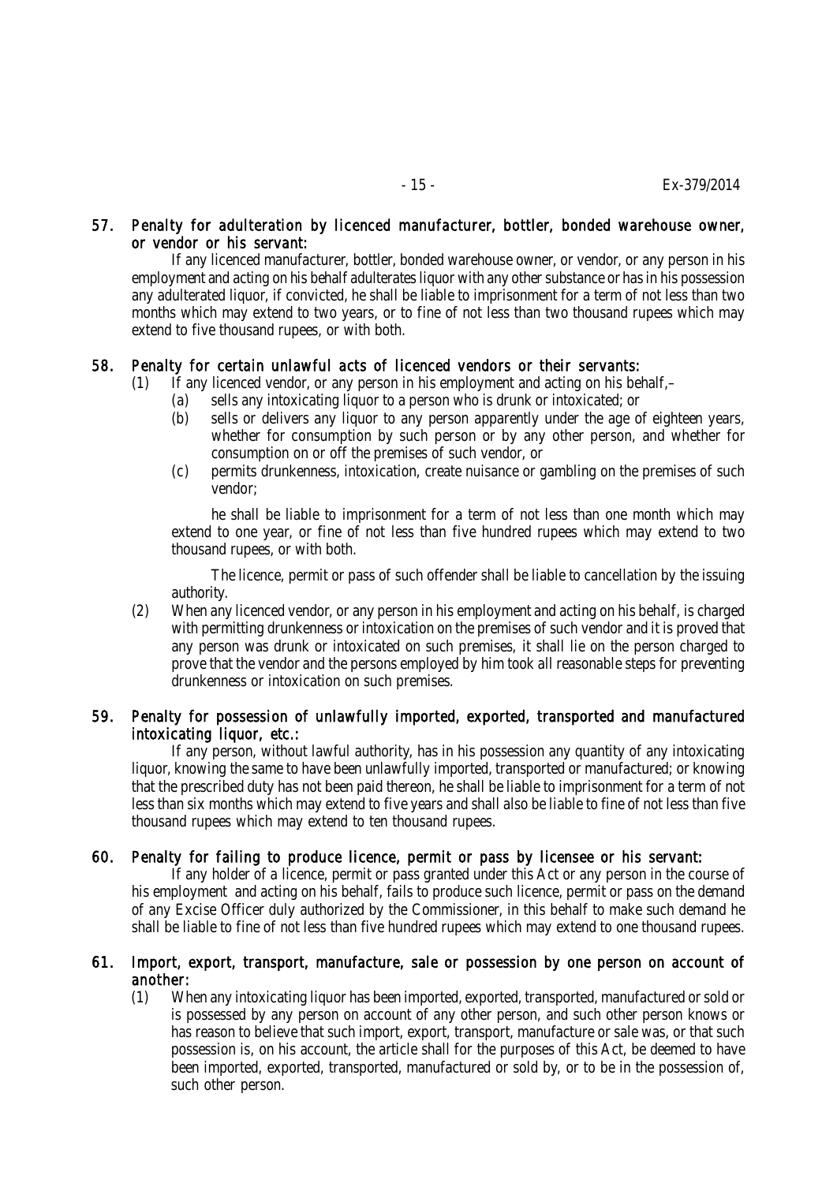## 57. Penalty for adulteration by licenced manufacturer, bottler, bonded warehouse owner, or vendor or his servant:

If any licenced manufacturer, bottler, bonded warehouse owner, or vendor, or any person in his employment and acting on his behalf adulterates liquor with any other substance or has in his possession any adulterated liquor, if convicted, he shall be liable to imprisonment for a term of not less than two months which may extend to two years, or to fine of not less than two thousand rupees which may extend to five thousand rupees, or with both.

## 58. Penalty for certain unlawful acts of licenced vendors or their servants:

(1) If any licenced vendor, or any person in his employment and acting on his behalf,–

(a) sells any intoxicating liquor to a person who is drunk or intoxicated; or

(b) sells or delivers any liquor to any person apparently under the age of eighteen years, whether for consumption by such person or by any other person, and whether for consumption on or off the premises of such vendor, or

(c) permits drunkenness, intoxication, create nuisance or gambling on the premises of such vendor;

he shall be liable to imprisonment for a term of not less than one month which may extend to one year, or fine of not less than five hundred rupees which may extend to two thousand rupees, or with both.

The licence, permit or pass of such offender shall be liable to cancellation by the issuing authority.

(2) When any licenced vendor, or any person in his employment and acting on his behalf, is charged with permitting drunkenness or intoxication on the premises of such vendor and it is proved that any person was drunk or intoxicated on such premises, it shall lie on the person charged to prove that the vendor and the persons employed by him took all reasonable steps for preventing drunkenness or intoxication on such premises.

## 59. Penalty for possession of unlawfully imported, exported, transported and manufactured intoxicating liquor, etc.:

If any person, without lawful authority, has in his possession any quantity of any intoxicating liquor, knowing the same to have been unlawfully imported, transported or manufactured; or knowing that the prescribed duty has not been paid thereon, he shall be liable to imprisonment for a term of not less than six months which may extend to five years and shall also be liable to fine of not less than five thousand rupees which may extend to ten thousand rupees.

## 60. Penalty for failing to produce licence, permit or pass by licensee or his servant:

If any holder of a licence, permit or pass granted under this Act or any person in the course of his employment and acting on his behalf, fails to produce such licence, permit or pass on the demand of any Excise Officer duly authorized by the Commissioner, in this behalf to make such demand he shall be liable to fine of not less than five hundred rupees which may extend to one thousand rupees.

## 61. Import, export, transport, manufacture, sale or possession by one person on account of another:

(1) When any intoxicating liquor has been imported, exported, transported, manufactured or sold or is possessed by any person on account of any other person, and such other person knows or has reason to believe that such import, export, transport, manufacture or sale was, or that such possession is, on his account, the article shall for the purposes of this Act, be deemed to have been imported, exported, transported, manufactured or sold by, or to be in the possession of, such other person.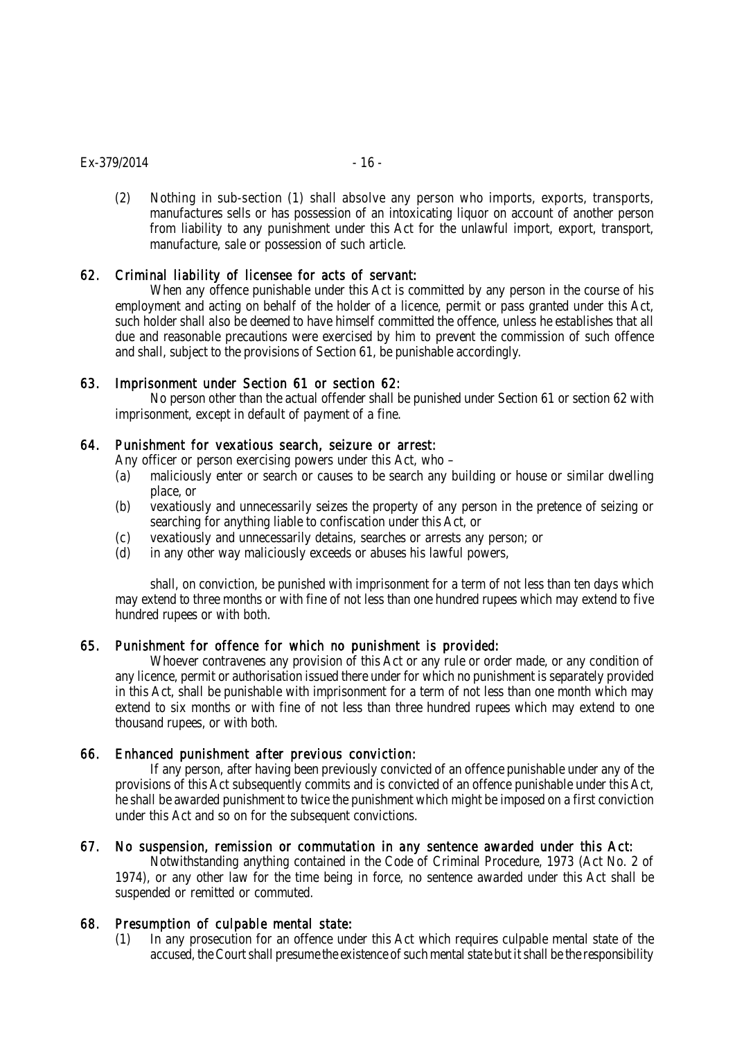(2) Nothing in sub-section (1) shall absolve any person who imports, exports, transports, manufactures sells or has possession of an intoxicating liquor on account of another person from liability to any punishment under this Act for the unlawful import, export, transport, manufacture, sale or possession of such article.

### 62. Criminal liability of licensee for acts of servant:

When any offence punishable under this Act is committed by any person in the course of his employment and acting on behalf of the holder of a licence, permit or pass granted under this Act, such holder shall also be deemed to have himself committed the offence, unless he establishes that all due and reasonable precautions were exercised by him to prevent the commission of such offence and shall, subject to the provisions of Section 61, be punishable accordingly.

### 63. Imprisonment under Section 61 or section 62:

No person other than the actual offender shall be punished under Section 61 or section 62 with imprisonment, except in default of payment of a fine.

### 64. Punishment for vexatious search, seizure or arrest:

Any officer or person exercising powers under this Act, who –

(a) maliciously enter or search or causes to be search any building or house or similar dwelling place, or

(b) vexatiously and unnecessarily seizes the property of any person in the pretence of seizing or searching for anything liable to confiscation under this Act, or

(c) vexatiously and unnecessarily detains, searches or arrests any person; or

(d) in any other way maliciously exceeds or abuses his lawful powers,

shall, on conviction, be punished with imprisonment for a term of not less than ten days which may extend to three months or with fine of not less than one hundred rupees which may extend to five hundred rupees or with both.

### 65. Punishment for offence for which no punishment is provided:

Whoever contravenes any provision of this Act or any rule or order made, or any condition of any licence, permit or authorisation issued there under for which no punishment is separately provided in this Act, shall be punishable with imprisonment for a term of not less than one month which may extend to six months or with fine of not less than three hundred rupees which may extend to one thousand rupees, or with both.

### 66. Enhanced punishment after previous conviction:

If any person, after having been previously convicted of an offence punishable under any of the provisions of this Act subsequently commits and is convicted of an offence punishable under this Act, he shall be awarded punishment to twice the punishment which might be imposed on a first conviction under this Act and so on for the subsequent convictions.

### 67. No suspension, remission or commutation in any sentence awarded under this Act:

Notwithstanding anything contained in the Code of Criminal Procedure, 1973 (Act No. 2 of 1974), or any other law for the time being in force, no sentence awarded under this Act shall be suspended or remitted or commuted.

### 68. Presumption of culpable mental state:

(1) In any prosecution for an offence under this Act which requires culpable mental state of the accused, the Court shall presume the existence of such mental state but it shall be the responsibility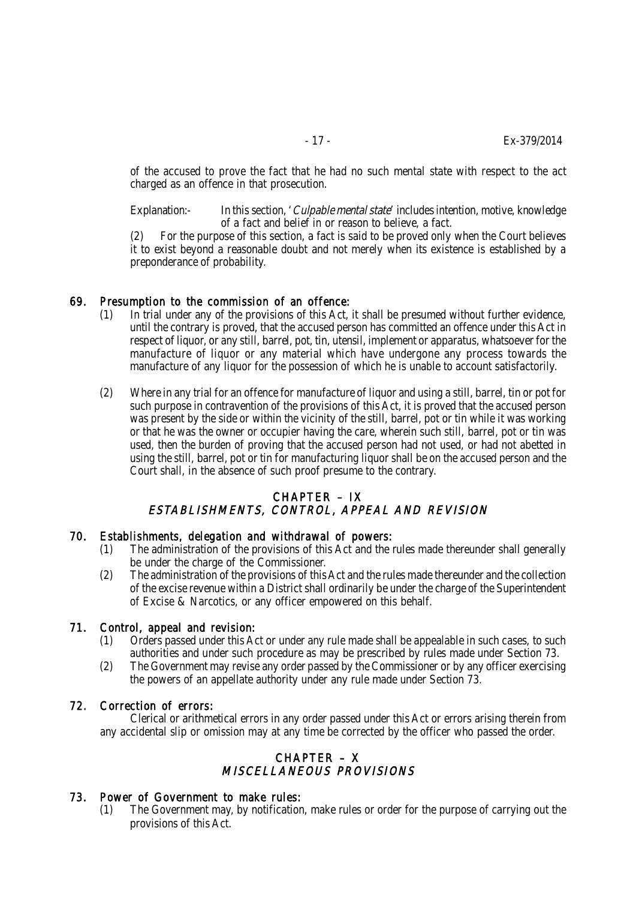of the accused to prove the fact that he had no such mental state with respect to the act charged as an offence in that prosecution.

Explanation:- In this section, '*Culpable mental state*' includes intention, motive, knowledge of a fact and belief in or reason to believe, a fact.

(2) For the purpose of this section, a fact is said to be proved only when the Court believes it to exist beyond a reasonable doubt and not merely when its existence is established by a preponderance of probability.

### 69. Presumption to the commission of an offence:

(1) In trial under any of the provisions of this Act, it shall be presumed without further evidence, until the contrary is proved, that the accused person has committed an offence under this Act in respect of liquor, or any still, barrel, pot, tin, utensil, implement or apparatus, whatsoever for the manufacture of liquor or any material which have undergone any process towards the manufacture of any liquor for the possession of which he is unable to account satisfactorily.

(2) Where in any trial for an offence for manufacture of liquor and using a still, barrel, tin or pot for such purpose in contravention of the provisions of this Act, it is proved that the accused person was present by the side or within the vicinity of the still, barrel, pot or tin while it was working or that he was the owner or occupier having the care, wherein such still, barrel, pot or tin was used, then the burden of proving that the accused person had not used, or had not abetted in using the still, barrel, pot or tin for manufacturing liquor shall be on the accused person and the Court shall, in the absence of such proof presume to the contrary.

## CHAPTER – IX
## *ESTABLISHMENTS, CONTROL, APPEAL AND REVISION*

### 70. Establishments, delegation and withdrawal of powers:

(1) The administration of the provisions of this Act and the rules made thereunder shall generally be under the charge of the Commissioner.

(2) The administration of the provisions of this Act and the rules made thereunder and the collection of the excise revenue within a District shall ordinarily be under the charge of the Superintendent of Excise & Narcotics, or any officer empowered on this behalf.

### 71. Control, appeal and revision:

(1) Orders passed under this Act or under any rule made shall be appealable in such cases, to such authorities and under such procedure as may be prescribed by rules made under Section 73.

(2) The Government may revise any order passed by the Commissioner or by any officer exercising the powers of an appellate authority under any rule made under Section 73.

### 72. Correction of errors:

Clerical or arithmetical errors in any order passed under this Act or errors arising therein from any accidental slip or omission may at any time be corrected by the officer who passed the order.

## CHAPTER – X
## *MISCELLANEOUS PROVISIONS*

### 73. Power of Government to make rules:

(1) The Government may, by notification, make rules or order for the purpose of carrying out the provisions of this Act.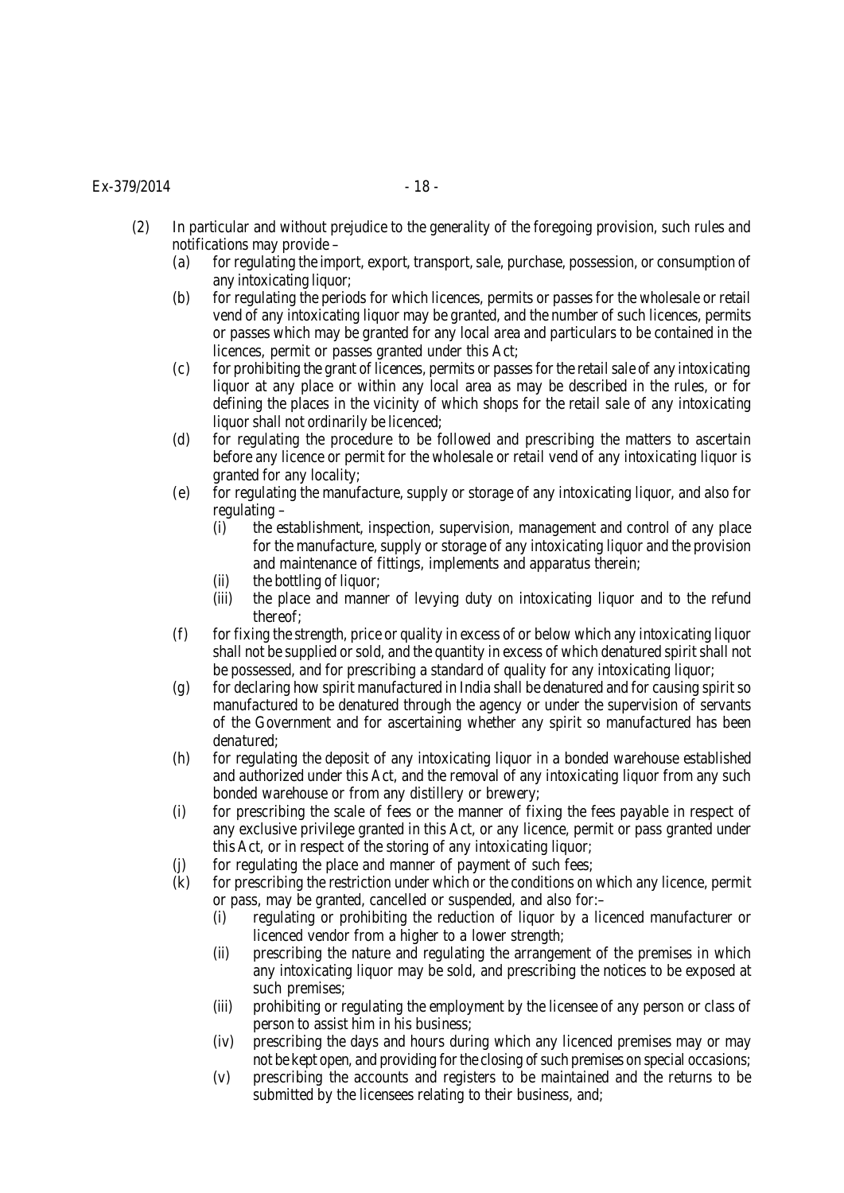(2) In particular and without prejudice to the generality of the foregoing provision, such rules and notifications may provide –

- (a) for regulating the import, export, transport, sale, purchase, possession, or consumption of any intoxicating liquor;
- (b) for regulating the periods for which licences, permits or passes for the wholesale or retail vend of any intoxicating liquor may be granted, and the number of such licences, permits or passes which may be granted for any local area and particulars to be contained in the licences, permit or passes granted under this Act;
- (c) for prohibiting the grant of licences, permits or passes for the retail sale of any intoxicating liquor at any place or within any local area as may be described in the rules, or for defining the places in the vicinity of which shops for the retail sale of any intoxicating liquor shall not ordinarily be licenced;
- (d) for regulating the procedure to be followed and prescribing the matters to ascertain before any licence or permit for the wholesale or retail vend of any intoxicating liquor is granted for any locality;
- (e) for regulating the manufacture, supply or storage of any intoxicating liquor, and also for regulating –
  - (i) the establishment, inspection, supervision, management and control of any place for the manufacture, supply or storage of any intoxicating liquor and the provision and maintenance of fittings, implements and apparatus therein;
  - (ii) the bottling of liquor;
  - (iii) the place and manner of levying duty on intoxicating liquor and to the refund thereof;
- (f) for fixing the strength, price or quality in excess of or below which any intoxicating liquor shall not be supplied or sold, and the quantity in excess of which denatured spirit shall not be possessed, and for prescribing a standard of quality for any intoxicating liquor;
- (g) for declaring how spirit manufactured in India shall be denatured and for causing spirit so manufactured to be denatured through the agency or under the supervision of servants of the Government and for ascertaining whether any spirit so manufactured has been denatured;
- (h) for regulating the deposit of any intoxicating liquor in a bonded warehouse established and authorized under this Act, and the removal of any intoxicating liquor from any such bonded warehouse or from any distillery or brewery;
- (i) for prescribing the scale of fees or the manner of fixing the fees payable in respect of any exclusive privilege granted in this Act, or any licence, permit or pass granted under this Act, or in respect of the storing of any intoxicating liquor;
- (j) for regulating the place and manner of payment of such fees;
- (k) for prescribing the restriction under which or the conditions on which any licence, permit or pass, may be granted, cancelled or suspended, and also for:–
  - (i) regulating or prohibiting the reduction of liquor by a licenced manufacturer or licenced vendor from a higher to a lower strength;
  - (ii) prescribing the nature and regulating the arrangement of the premises in which any intoxicating liquor may be sold, and prescribing the notices to be exposed at such premises;
  - (iii) prohibiting or regulating the employment by the licensee of any person or class of person to assist him in his business;
  - (iv) prescribing the days and hours during which any licenced premises may or may not be kept open, and providing for the closing of such premises on special occasions;
  - (v) prescribing the accounts and registers to be maintained and the returns to be submitted by the licensees relating to their business, and;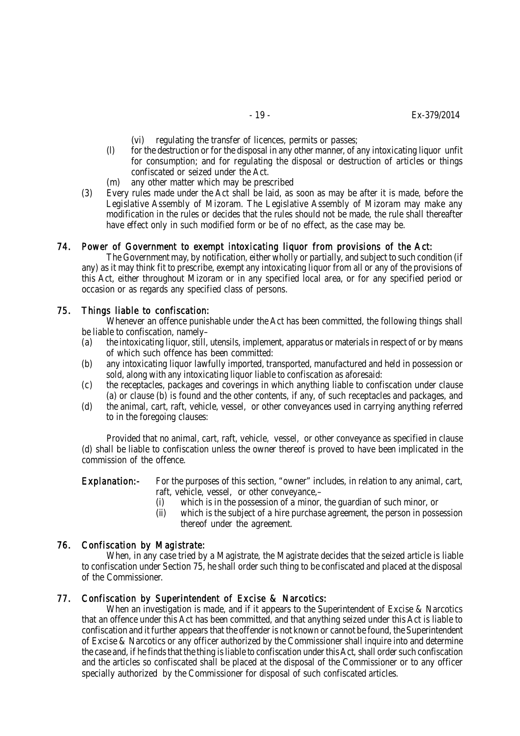(vi) regulating the transfer of licences, permits or passes;

(l) for the destruction or for the disposal in any other manner, of any intoxicating liquor unfit for consumption; and for regulating the disposal or destruction of articles or things confiscated or seized under the Act.

(m) any other matter which may be prescribed

(3) Every rules made under the Act shall be laid, as soon as may be after it is made, before the Legislative Assembly of Mizoram. The Legislative Assembly of Mizoram may make any modification in the rules or decides that the rules should not be made, the rule shall thereafter have effect only in such modified form or be of no effect, as the case may be.

### 74. *Power of Government to exempt intoxicating liquor from provisions of the Act:*

The Government may, by notification, either wholly or partially, and subject to such condition (if any) as it may think fit to prescribe, exempt any intoxicating liquor from all or any of the provisions of this Act, either throughout Mizoram or in any specified local area, or for any specified period or occasion or as regards any specified class of persons.

### 75. *Things liable to confiscation:*

Whenever an offence punishable under the Act has been committed, the following things shall be liable to confiscation, namely–

(a) the intoxicating liquor, still, utensils, implement, apparatus or materials in respect of or by means of which such offence has been committed:

(b) any intoxicating liquor lawfully imported, transported, manufactured and held in possession or sold, along with any intoxicating liquor liable to confiscation as aforesaid:

(c) the receptacles, packages and coverings in which anything liable to confiscation under clause (a) or clause (b) is found and the other contents, if any, of such receptacles and packages, and

(d) the animal, cart, raft, vehicle, vessel, or other conveyances used in carrying anything referred to in the foregoing clauses:

Provided that no animal, cart, raft, vehicle, vessel, or other conveyance as specified in clause (d) shall be liable to confiscation unless the owner thereof is proved to have been implicated in the commission of the offence.

***Explanation:-*** For the purposes of this section, "owner" includes, in relation to any animal, cart, raft, vehicle, vessel, or other conveyance,–

(i) which is in the possession of a minor, the guardian of such minor, or

(ii) which is the subject of a hire purchase agreement, the person in possession thereof under the agreement.

### 76. *Confiscation by Magistrate:*

When, in any case tried by a Magistrate, the Magistrate decides that the seized article is liable to confiscation under Section 75, he shall order such thing to be confiscated and placed at the disposal of the Commissioner.

### 77. *Confiscation by Superintendent of Excise & Narcotics:*

When an investigation is made, and if it appears to the Superintendent of Excise & Narcotics that an offence under this Act has been committed, and that anything seized under this Act is liable to confiscation and it further appears that the offender is not known or cannot be found, the Superintendent of Excise & Narcotics or any officer authorized by the Commissioner shall inquire into and determine the case and, if he finds that the thing is liable to confiscation under this Act, shall order such confiscation and the articles so confiscated shall be placed at the disposal of the Commissioner or to any officer specially authorized by the Commissioner for disposal of such confiscated articles.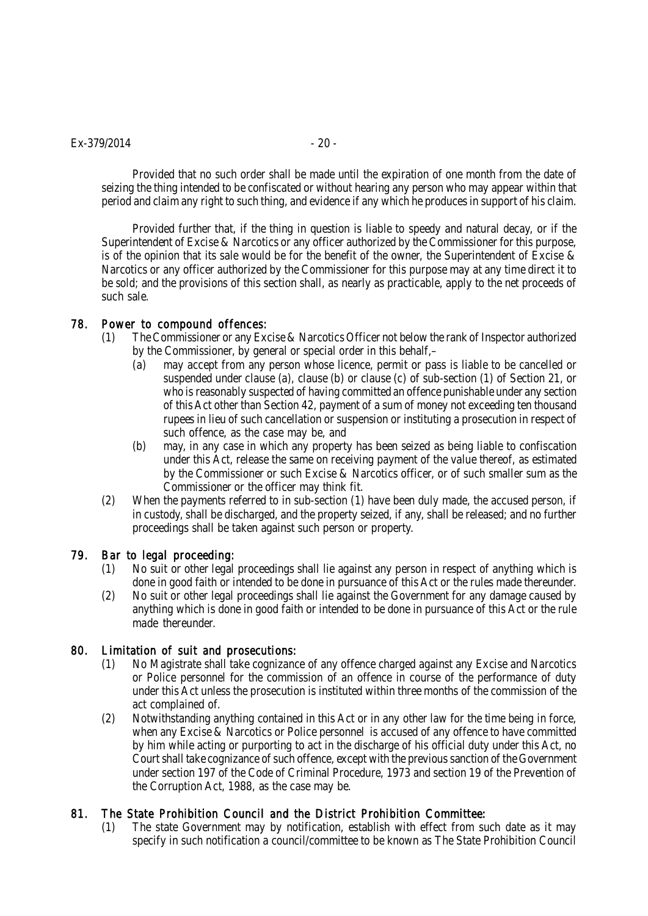Provided that no such order shall be made until the expiration of one month from the date of seizing the thing intended to be confiscated or without hearing any person who may appear within that period and claim any right to such thing, and evidence if any which he produces in support of his claim.

Provided further that, if the thing in question is liable to speedy and natural decay, or if the Superintendent of Excise & Narcotics or any officer authorized by the Commissioner for this purpose, is of the opinion that its sale would be for the benefit of the owner, the Superintendent of Excise & Narcotics or any officer authorized by the Commissioner for this purpose may at any time direct it to be sold; and the provisions of this section shall, as nearly as practicable, apply to the net proceeds of such sale.

## 78. Power to compound offences:

(1) The Commissioner or any Excise & Narcotics Officer not below the rank of Inspector authorized by the Commissioner, by general or special order in this behalf,–

   (a) may accept from any person whose licence, permit or pass is liable to be cancelled or suspended under clause (a), clause (b) or clause (c) of sub-section (1) of Section 21, or who is reasonably suspected of having committed an offence punishable under any section of this Act other than Section 42, payment of a sum of money not exceeding ten thousand rupees in lieu of such cancellation or suspension or instituting a prosecution in respect of such offence, as the case may be, and

   (b) may, in any case in which any property has been seized as being liable to confiscation under this Act, release the same on receiving payment of the value thereof, as estimated by the Commissioner or such Excise & Narcotics officer, or of such smaller sum as the Commissioner or the officer may think fit.

(2) When the payments referred to in sub-section (1) have been duly made, the accused person, if in custody, shall be discharged, and the property seized, if any, shall be released; and no further proceedings shall be taken against such person or property.

## 79. Bar to legal proceeding:

(1) No suit or other legal proceedings shall lie against any person in respect of anything which is done in good faith or intended to be done in pursuance of this Act or the rules made thereunder.

(2) No suit or other legal proceedings shall lie against the Government for any damage caused by anything which is done in good faith or intended to be done in pursuance of this Act or the rule made thereunder.

## 80. Limitation of suit and prosecutions:

(1) No Magistrate shall take cognizance of any offence charged against any Excise and Narcotics or Police personnel for the commission of an offence in course of the performance of duty under this Act unless the prosecution is instituted within three months of the commission of the act complained of.

(2) Notwithstanding anything contained in this Act or in any other law for the time being in force, when any Excise & Narcotics or Police personnel is accused of any offence to have committed by him while acting or purporting to act in the discharge of his official duty under this Act, no Court shall take cognizance of such offence, except with the previous sanction of the Government under section 197 of the Code of Criminal Procedure, 1973 and section 19 of the Prevention of the Corruption Act, 1988, as the case may be.

## 81. The State Prohibition Council and the District Prohibition Committee:

(1) The state Government may by notification, establish with effect from such date as it may specify in such notification a council/committee to be known as The State Prohibition Council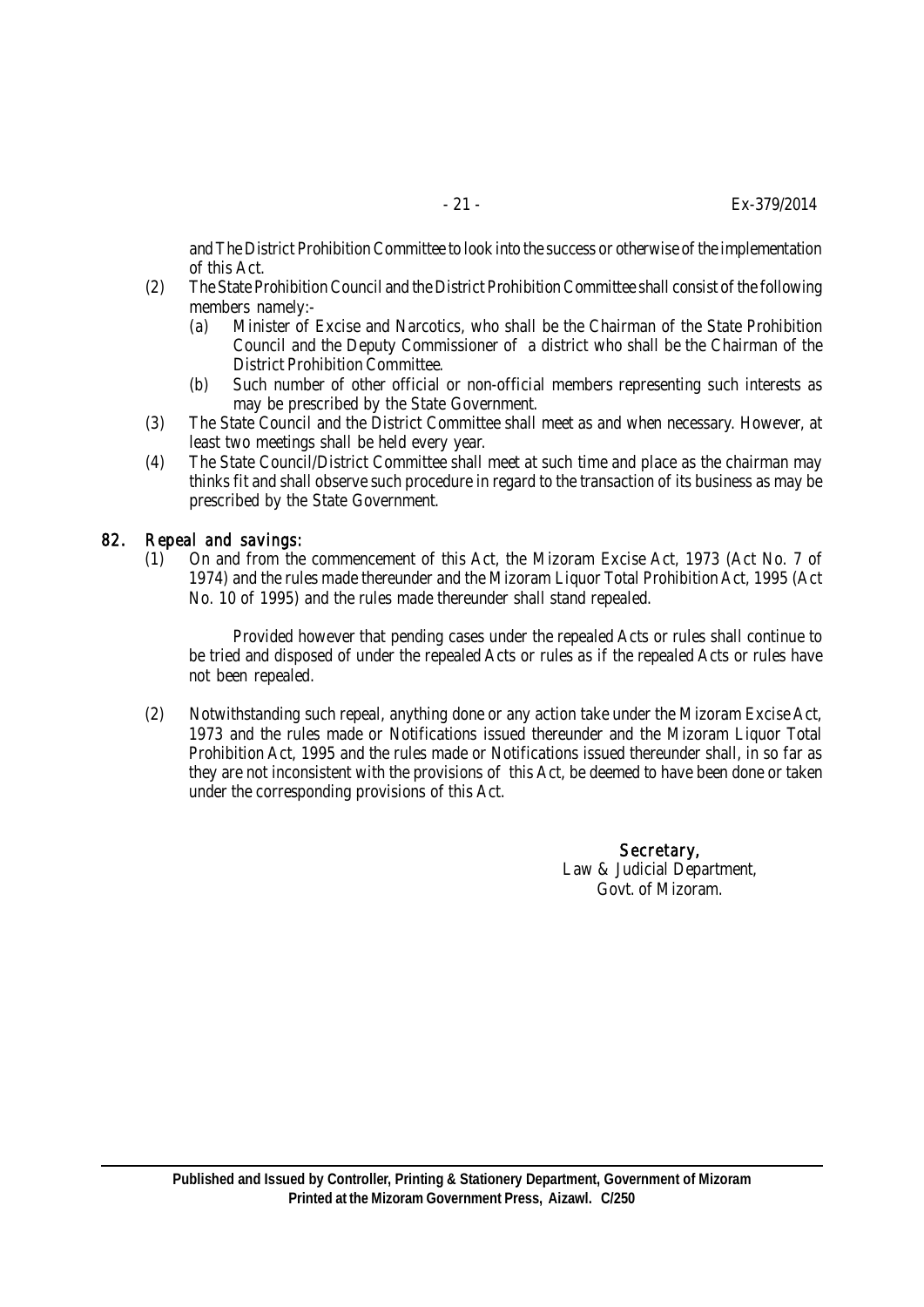and The District Prohibition Committee to look into the success or otherwise of the implementation of this Act.

(2) The State Prohibition Council and the District Prohibition Committee shall consist of the following members namely:-

   (a) Minister of Excise and Narcotics, who shall be the Chairman of the State Prohibition Council and the Deputy Commissioner of a district who shall be the Chairman of the District Prohibition Committee.

   (b) Such number of other official or non-official members representing such interests as may be prescribed by the State Government.

(3) The State Council and the District Committee shall meet as and when necessary. However, at least two meetings shall be held every year.

(4) The State Council/District Committee shall meet at such time and place as the chairman may thinks fit and shall observe such procedure in regard to the transaction of its business as may be prescribed by the State Government.

**82. *Repeal and savings:***

(1) On and from the commencement of this Act, the Mizoram Excise Act, 1973 (Act No. 7 of 1974) and the rules made thereunder and the Mizoram Liquor Total Prohibition Act, 1995 (Act No. 10 of 1995) and the rules made thereunder shall stand repealed.

Provided however that pending cases under the repealed Acts or rules shall continue to be tried and disposed of under the repealed Acts or rules as if the repealed Acts or rules have not been repealed.

(2) Notwithstanding such repeal, anything done or any action take under the Mizoram Excise Act, 1973 and the rules made or Notifications issued thereunder and the Mizoram Liquor Total Prohibition Act, 1995 and the rules made or Notifications issued thereunder shall, in so far as they are not inconsistent with the provisions of this Act, be deemed to have been done or taken under the corresponding provisions of this Act.

*Secretary,*
Law & Judicial Department,
Govt. of Mizoram.

**Published and Issued by Controller, Printing & Stationery Department, Government of Mizoram**
**Printed at the Mizoram Government Press, Aizawl. C/250**